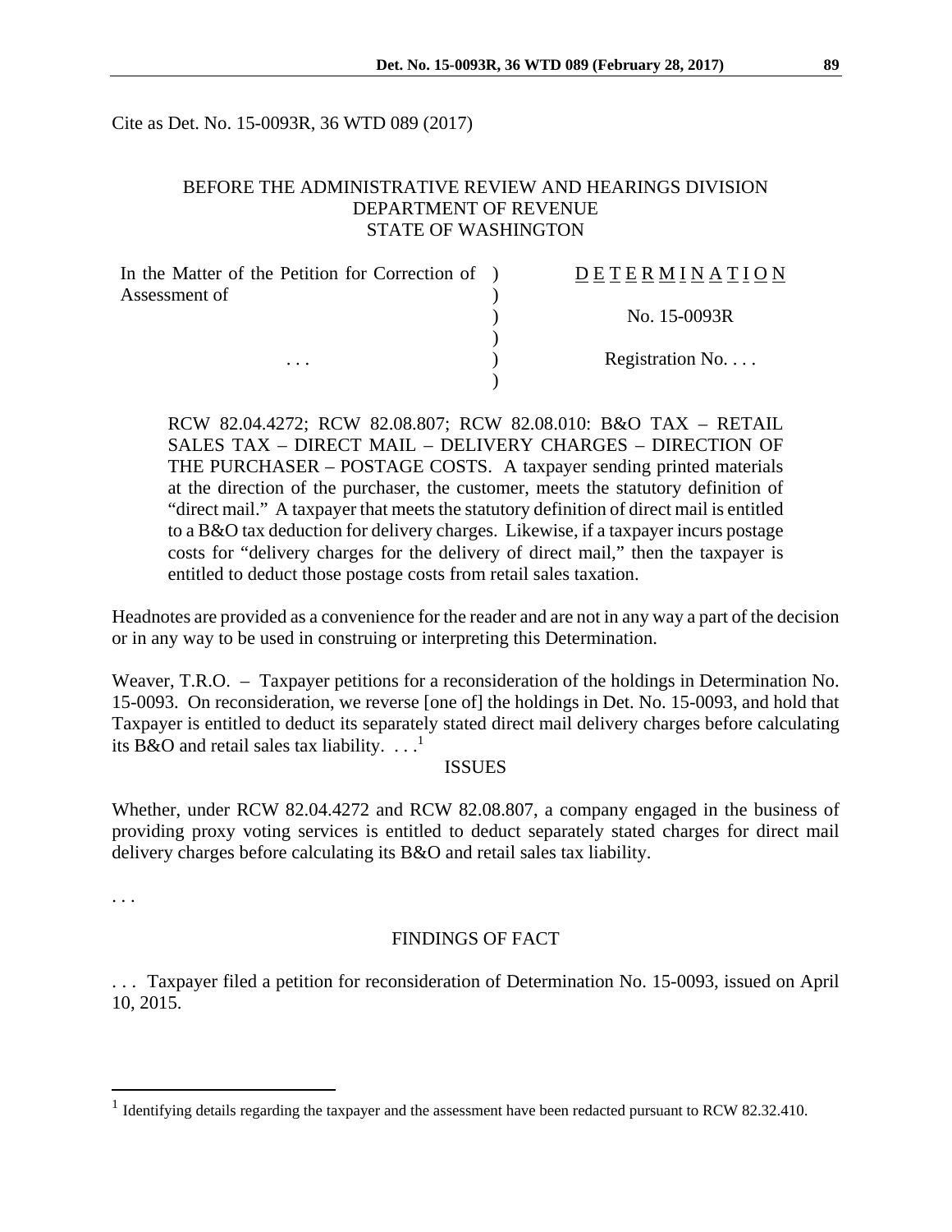Cite as Det. No. 15-0093R, 36 WTD 089 (2017)

BEFORE THE ADMINISTRATIVE REVIEW AND HEARINGS DIVISION
DEPARTMENT OF REVENUE
STATE OF WASHINGTON

| In the Matter of the Petition for Correction of Assessment of | ) | D E T E R M I N A T I O N |
|---|---|---|
| | ) | No. 15-0093R |
| . . . | ) | Registration No. . . . |

RCW 82.04.4272; RCW 82.08.807; RCW 82.08.010: B&O TAX – RETAIL SALES TAX – DIRECT MAIL – DELIVERY CHARGES – DIRECTION OF THE PURCHASER – POSTAGE COSTS. A taxpayer sending printed materials at the direction of the purchaser, the customer, meets the statutory definition of "direct mail." A taxpayer that meets the statutory definition of direct mail is entitled to a B&O tax deduction for delivery charges. Likewise, if a taxpayer incurs postage costs for "delivery charges for the delivery of direct mail," then the taxpayer is entitled to deduct those postage costs from retail sales taxation.

Headnotes are provided as a convenience for the reader and are not in any way a part of the decision or in any way to be used in construing or interpreting this Determination.

Weaver, T.R.O. – Taxpayer petitions for a reconsideration of the holdings in Determination No. 15-0093. On reconsideration, we reverse [one of] the holdings in Det. No. 15-0093, and hold that Taxpayer is entitled to deduct its separately stated direct mail delivery charges before calculating its B&O and retail sales tax liability. . . .[1]

## ISSUES

Whether, under RCW 82.04.4272 and RCW 82.08.807, a company engaged in the business of providing proxy voting services is entitled to deduct separately stated charges for direct mail delivery charges before calculating its B&O and retail sales tax liability.

. . .

## FINDINGS OF FACT

. . . Taxpayer filed a petition for reconsideration of Determination No. 15-0093, issued on April 10, 2015.

[1] Identifying details regarding the taxpayer and the assessment have been redacted pursuant to RCW 82.32.410.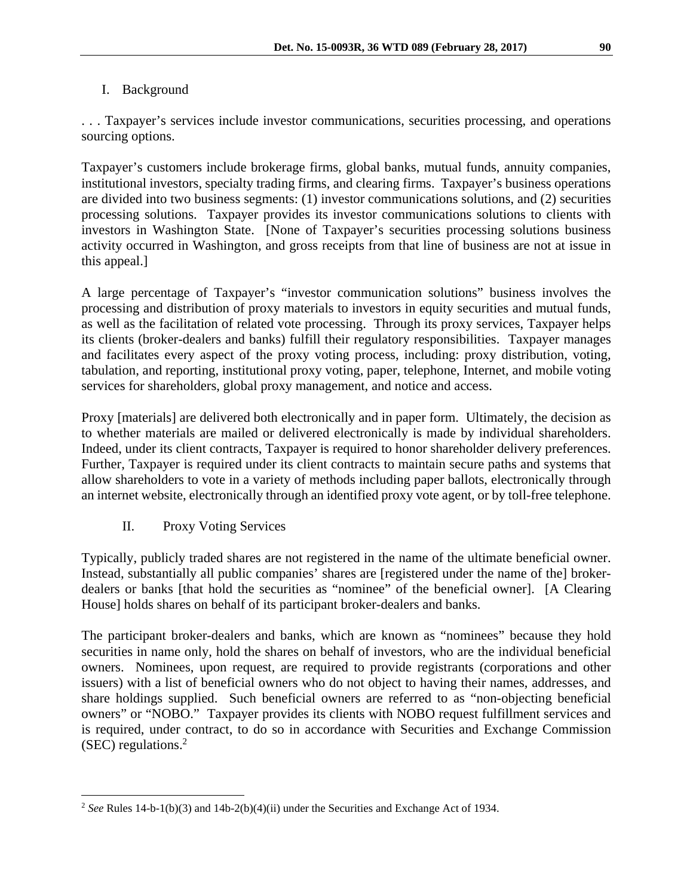## I. Background

. . . Taxpayer's services include investor communications, securities processing, and operations sourcing options.

Taxpayer's customers include brokerage firms, global banks, mutual funds, annuity companies, institutional investors, specialty trading firms, and clearing firms. Taxpayer's business operations are divided into two business segments: (1) investor communications solutions, and (2) securities processing solutions. Taxpayer provides its investor communications solutions to clients with investors in Washington State. [None of Taxpayer's securities processing solutions business activity occurred in Washington, and gross receipts from that line of business are not at issue in this appeal.]

A large percentage of Taxpayer's "investor communication solutions" business involves the processing and distribution of proxy materials to investors in equity securities and mutual funds, as well as the facilitation of related vote processing. Through its proxy services, Taxpayer helps its clients (broker-dealers and banks) fulfill their regulatory responsibilities. Taxpayer manages and facilitates every aspect of the proxy voting process, including: proxy distribution, voting, tabulation, and reporting, institutional proxy voting, paper, telephone, Internet, and mobile voting services for shareholders, global proxy management, and notice and access.

Proxy [materials] are delivered both electronically and in paper form. Ultimately, the decision as to whether materials are mailed or delivered electronically is made by individual shareholders. Indeed, under its client contracts, Taxpayer is required to honor shareholder delivery preferences. Further, Taxpayer is required under its client contracts to maintain secure paths and systems that allow shareholders to vote in a variety of methods including paper ballots, electronically through an internet website, electronically through an identified proxy vote agent, or by toll-free telephone.

## II. Proxy Voting Services

Typically, publicly traded shares are not registered in the name of the ultimate beneficial owner. Instead, substantially all public companies' shares are [registered under the name of the] broker-dealers or banks [that hold the securities as "nominee" of the beneficial owner]. [A Clearing House] holds shares on behalf of its participant broker-dealers and banks.

The participant broker-dealers and banks, which are known as "nominees" because they hold securities in name only, hold the shares on behalf of investors, who are the individual beneficial owners. Nominees, upon request, are required to provide registrants (corporations and other issuers) with a list of beneficial owners who do not object to having their names, addresses, and share holdings supplied. Such beneficial owners are referred to as "non-objecting beneficial owners" or "NOBO." Taxpayer provides its clients with NOBO request fulfillment services and is required, under contract, to do so in accordance with Securities and Exchange Commission (SEC) regulations.[2]

---

[2] *See* Rules 14-b-1(b)(3) and 14b-2(b)(4)(ii) under the Securities and Exchange Act of 1934.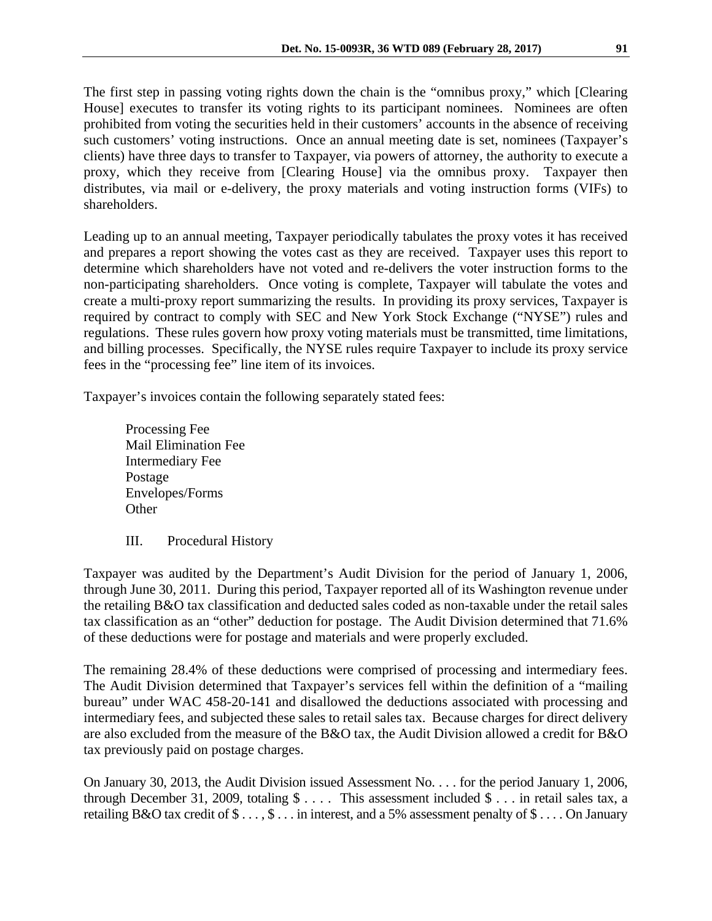The first step in passing voting rights down the chain is the "omnibus proxy," which [Clearing House] executes to transfer its voting rights to its participant nominees. Nominees are often prohibited from voting the securities held in their customers' accounts in the absence of receiving such customers' voting instructions. Once an annual meeting date is set, nominees (Taxpayer's clients) have three days to transfer to Taxpayer, via powers of attorney, the authority to execute a proxy, which they receive from [Clearing House] via the omnibus proxy. Taxpayer then distributes, via mail or e-delivery, the proxy materials and voting instruction forms (VIFs) to shareholders.

Leading up to an annual meeting, Taxpayer periodically tabulates the proxy votes it has received and prepares a report showing the votes cast as they are received. Taxpayer uses this report to determine which shareholders have not voted and re-delivers the voter instruction forms to the non-participating shareholders. Once voting is complete, Taxpayer will tabulate the votes and create a multi-proxy report summarizing the results. In providing its proxy services, Taxpayer is required by contract to comply with SEC and New York Stock Exchange ("NYSE") rules and regulations. These rules govern how proxy voting materials must be transmitted, time limitations, and billing processes. Specifically, the NYSE rules require Taxpayer to include its proxy service fees in the "processing fee" line item of its invoices.

Taxpayer's invoices contain the following separately stated fees:

Processing Fee
Mail Elimination Fee
Intermediary Fee
Postage
Envelopes/Forms
Other

## III. Procedural History

Taxpayer was audited by the Department's Audit Division for the period of January 1, 2006, through June 30, 2011. During this period, Taxpayer reported all of its Washington revenue under the retailing B&O tax classification and deducted sales coded as non-taxable under the retail sales tax classification as an "other" deduction for postage. The Audit Division determined that 71.6% of these deductions were for postage and materials and were properly excluded.

The remaining 28.4% of these deductions were comprised of processing and intermediary fees. The Audit Division determined that Taxpayer's services fell within the definition of a "mailing bureau" under WAC 458-20-141 and disallowed the deductions associated with processing and intermediary fees, and subjected these sales to retail sales tax. Because charges for direct delivery are also excluded from the measure of the B&O tax, the Audit Division allowed a credit for B&O tax previously paid on postage charges.

On January 30, 2013, the Audit Division issued Assessment No. . . . for the period January 1, 2006, through December 31, 2009, totaling $ . . . . This assessment included $ . . . in retail sales tax, a retailing B&O tax credit of $ . . . , $ . . . in interest, and a 5% assessment penalty of $ . . . . On January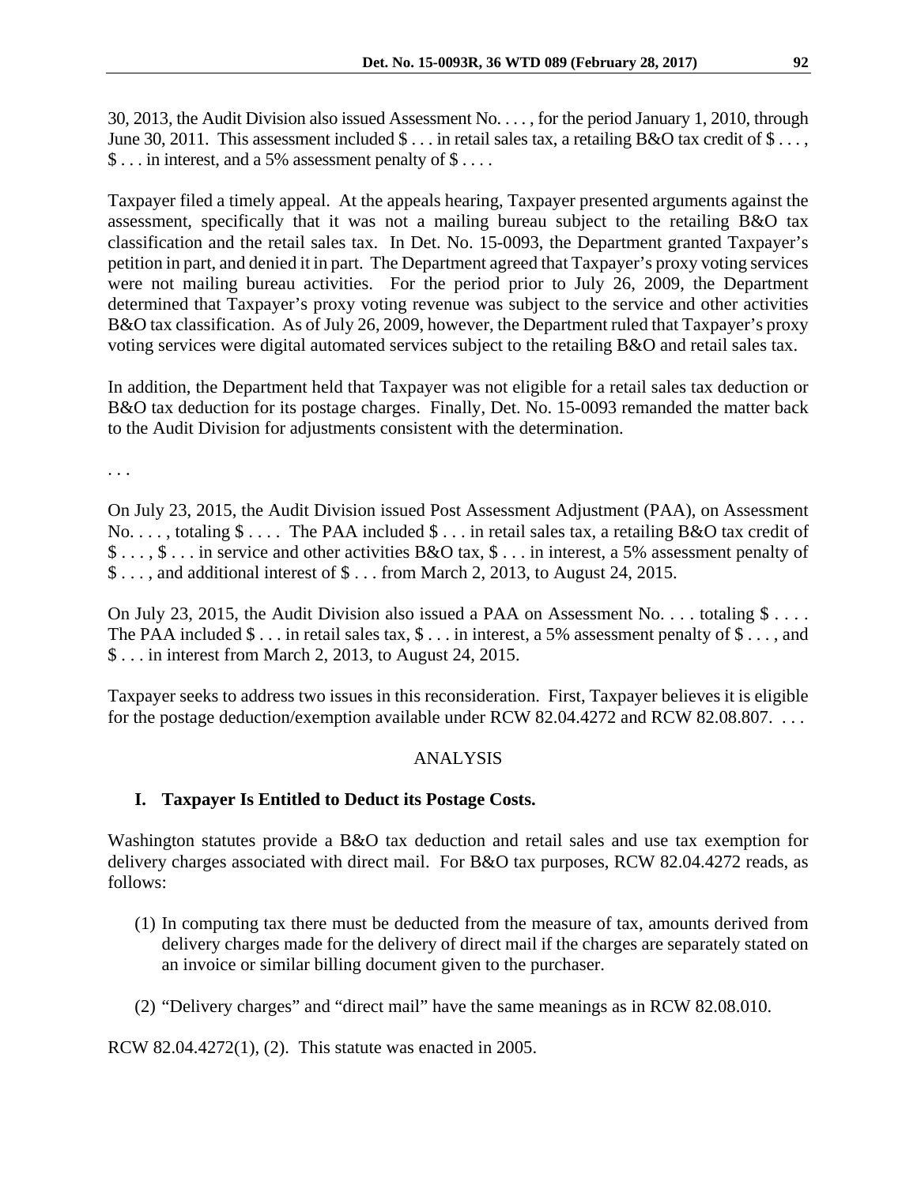30, 2013, the Audit Division also issued Assessment No. . . . , for the period January 1, 2010, through June 30, 2011. This assessment included $ . . . in retail sales tax, a retailing B&O tax credit of $ . . . , $ . . . in interest, and a 5% assessment penalty of $ . . . .

Taxpayer filed a timely appeal. At the appeals hearing, Taxpayer presented arguments against the assessment, specifically that it was not a mailing bureau subject to the retailing B&O tax classification and the retail sales tax. In Det. No. 15-0093, the Department granted Taxpayer's petition in part, and denied it in part. The Department agreed that Taxpayer's proxy voting services were not mailing bureau activities. For the period prior to July 26, 2009, the Department determined that Taxpayer's proxy voting revenue was subject to the service and other activities B&O tax classification. As of July 26, 2009, however, the Department ruled that Taxpayer's proxy voting services were digital automated services subject to the retailing B&O and retail sales tax.

In addition, the Department held that Taxpayer was not eligible for a retail sales tax deduction or B&O tax deduction for its postage charges. Finally, Det. No. 15-0093 remanded the matter back to the Audit Division for adjustments consistent with the determination.

. . .

On July 23, 2015, the Audit Division issued Post Assessment Adjustment (PAA), on Assessment No. . . . , totaling $ . . . . The PAA included $ . . . in retail sales tax, a retailing B&O tax credit of $ . . . , $ . . . in service and other activities B&O tax, $ . . . in interest, a 5% assessment penalty of $ . . . , and additional interest of $ . . . from March 2, 2013, to August 24, 2015.

On July 23, 2015, the Audit Division also issued a PAA on Assessment No. . . . totaling $ . . . . The PAA included $ . . . in retail sales tax, $ . . . in interest, a 5% assessment penalty of $ . . . , and $ . . . in interest from March 2, 2013, to August 24, 2015.

Taxpayer seeks to address two issues in this reconsideration. First, Taxpayer believes it is eligible for the postage deduction/exemption available under RCW 82.04.4272 and RCW 82.08.807. . . .

## ANALYSIS

### I. Taxpayer Is Entitled to Deduct its Postage Costs.

Washington statutes provide a B&O tax deduction and retail sales and use tax exemption for delivery charges associated with direct mail. For B&O tax purposes, RCW 82.04.4272 reads, as follows:

> (1) In computing tax there must be deducted from the measure of tax, amounts derived from delivery charges made for the delivery of direct mail if the charges are separately stated on an invoice or similar billing document given to the purchaser.
>
> (2) "Delivery charges" and "direct mail" have the same meanings as in RCW 82.08.010.

RCW 82.04.4272(1), (2). This statute was enacted in 2005.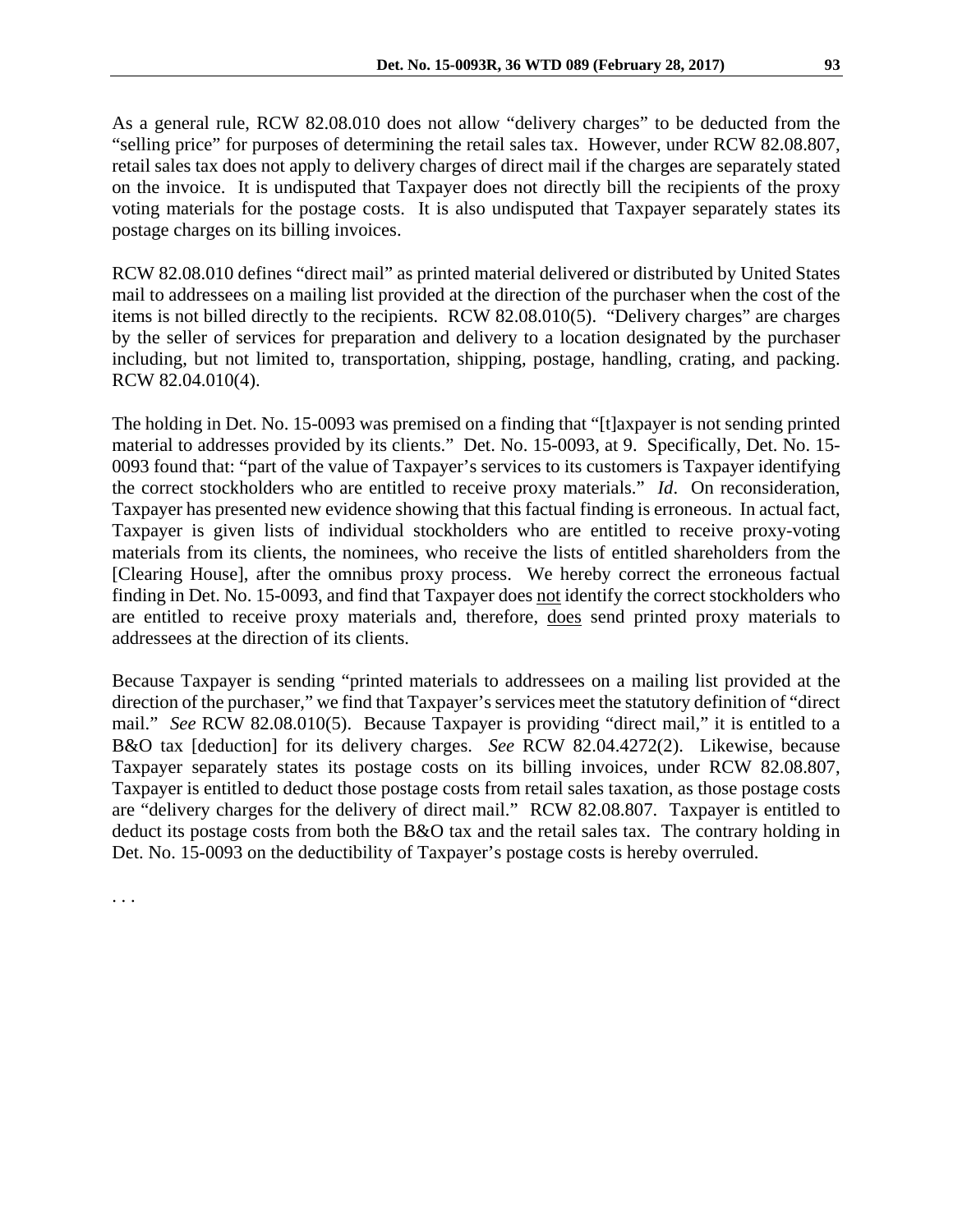As a general rule, RCW 82.08.010 does not allow "delivery charges" to be deducted from the "selling price" for purposes of determining the retail sales tax. However, under RCW 82.08.807, retail sales tax does not apply to delivery charges of direct mail if the charges are separately stated on the invoice. It is undisputed that Taxpayer does not directly bill the recipients of the proxy voting materials for the postage costs. It is also undisputed that Taxpayer separately states its postage charges on its billing invoices.

RCW 82.08.010 defines "direct mail" as printed material delivered or distributed by United States mail to addressees on a mailing list provided at the direction of the purchaser when the cost of the items is not billed directly to the recipients. RCW 82.08.010(5). "Delivery charges" are charges by the seller of services for preparation and delivery to a location designated by the purchaser including, but not limited to, transportation, shipping, postage, handling, crating, and packing. RCW 82.04.010(4).

The holding in Det. No. 15-0093 was premised on a finding that "[t]axpayer is not sending printed material to addresses provided by its clients." Det. No. 15-0093, at 9. Specifically, Det. No. 15-0093 found that: "part of the value of Taxpayer's services to its customers is Taxpayer identifying the correct stockholders who are entitled to receive proxy materials." *Id*. On reconsideration, Taxpayer has presented new evidence showing that this factual finding is erroneous. In actual fact, Taxpayer is given lists of individual stockholders who are entitled to receive proxy-voting materials from its clients, the nominees, who receive the lists of entitled shareholders from the [Clearing House], after the omnibus proxy process. We hereby correct the erroneous factual finding in Det. No. 15-0093, and find that Taxpayer does <u>not</u> identify the correct stockholders who are entitled to receive proxy materials and, therefore, <u>does</u> send printed proxy materials to addressees at the direction of its clients.

Because Taxpayer is sending "printed materials to addressees on a mailing list provided at the direction of the purchaser," we find that Taxpayer's services meet the statutory definition of "direct mail." *See* RCW 82.08.010(5). Because Taxpayer is providing "direct mail," it is entitled to a B&O tax [deduction] for its delivery charges. *See* RCW 82.04.4272(2). Likewise, because Taxpayer separately states its postage costs on its billing invoices, under RCW 82.08.807, Taxpayer is entitled to deduct those postage costs from retail sales taxation, as those postage costs are "delivery charges for the delivery of direct mail." RCW 82.08.807. Taxpayer is entitled to deduct its postage costs from both the B&O tax and the retail sales tax. The contrary holding in Det. No. 15-0093 on the deductibility of Taxpayer's postage costs is hereby overruled.

. . .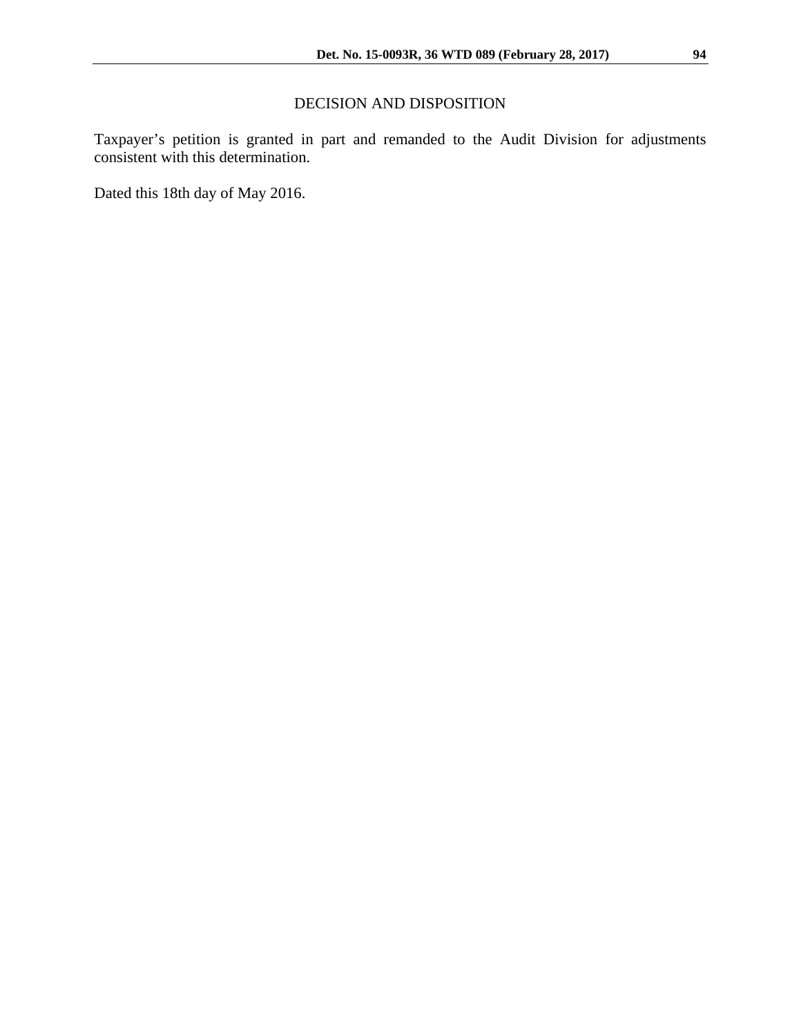## DECISION AND DISPOSITION

Taxpayer's petition is granted in part and remanded to the Audit Division for adjustments consistent with this determination.

Dated this 18th day of May 2016.